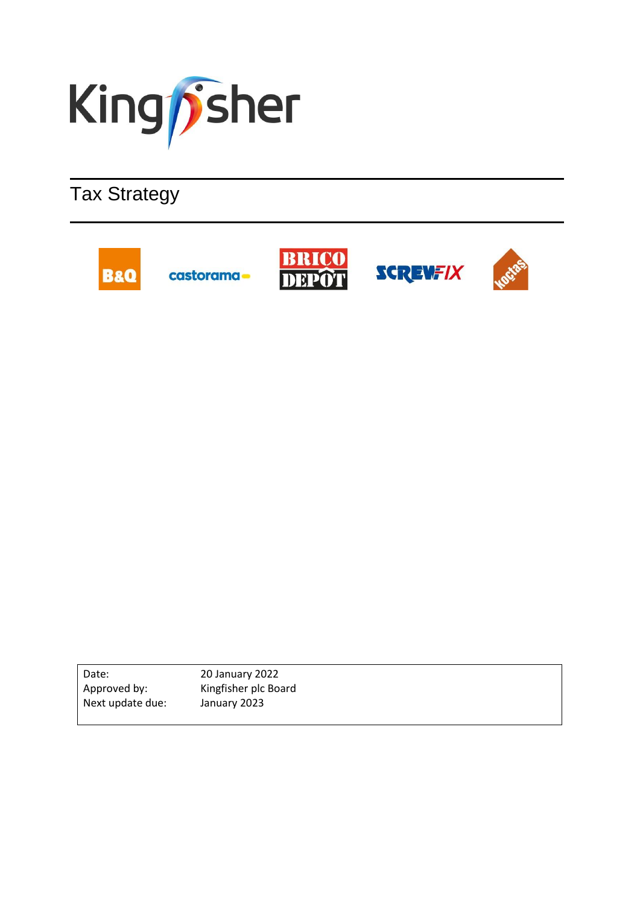# Kingfisher

## Tax Strategy

B&Q castorama BRICO DEPOT SCREWFIX koçtaş

| Date: | 20 January 2022 |
|---|---|
| Approved by: | Kingfisher plc Board |
| Next update due: | January 2023 |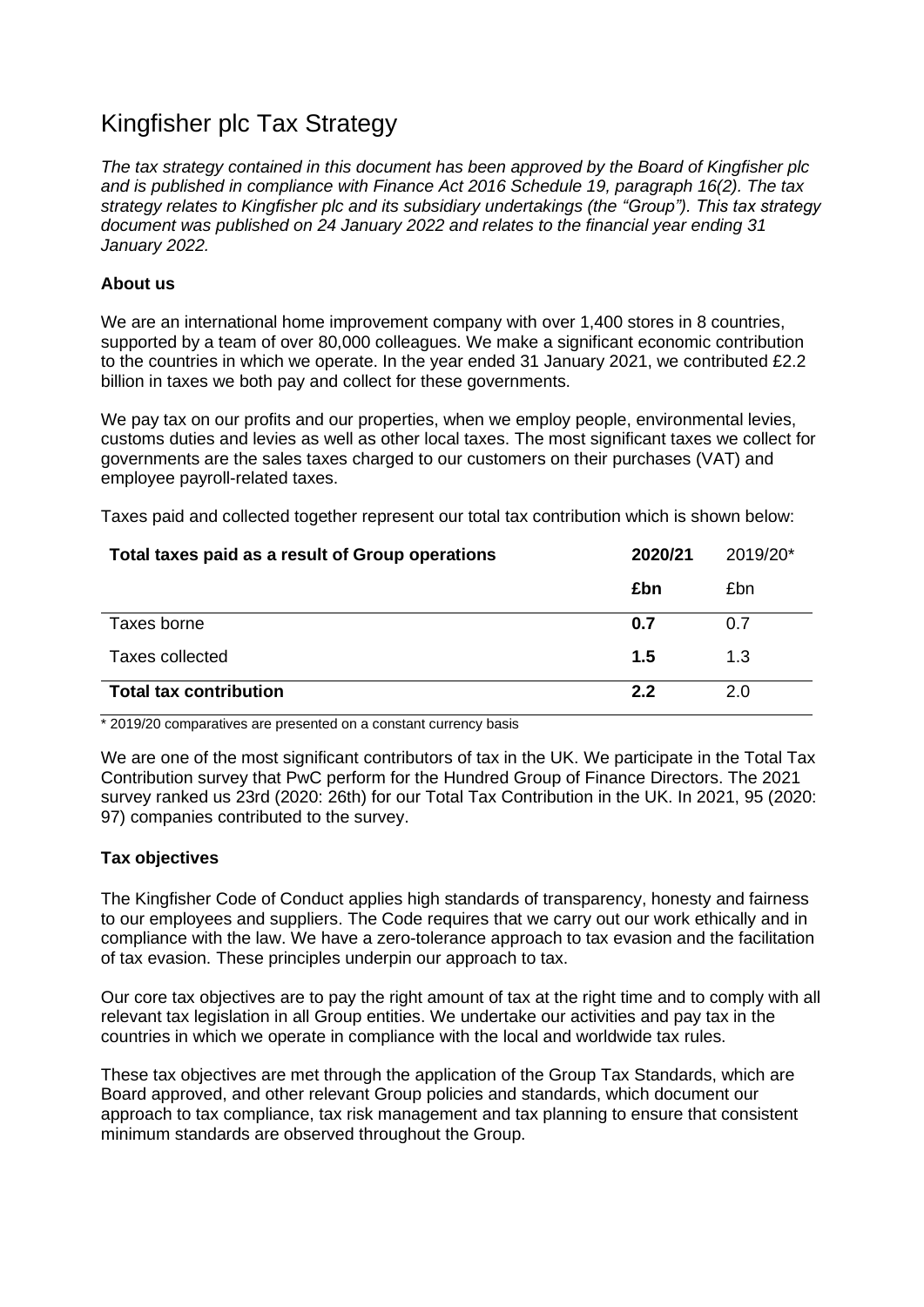# Kingfisher plc Tax Strategy

*The tax strategy contained in this document has been approved by the Board of Kingfisher plc and is published in compliance with Finance Act 2016 Schedule 19, paragraph 16(2). The tax strategy relates to Kingfisher plc and its subsidiary undertakings (the "Group"). This tax strategy document was published on 24 January 2022 and relates to the financial year ending 31 January 2022.*

### About us

We are an international home improvement company with over 1,400 stores in 8 countries, supported by a team of over 80,000 colleagues. We make a significant economic contribution to the countries in which we operate. In the year ended 31 January 2021, we contributed £2.2 billion in taxes we both pay and collect for these governments.

We pay tax on our profits and our properties, when we employ people, environmental levies, customs duties and levies as well as other local taxes. The most significant taxes we collect for governments are the sales taxes charged to our customers on their purchases (VAT) and employee payroll-related taxes.

Taxes paid and collected together represent our total tax contribution which is shown below:

| **Total taxes paid as a result of Group operations** | **2020/21** | 2019/20* |
|---|---|---|
| | **£bn** | £bn |
| Taxes borne | **0.7** | 0.7 |
| Taxes collected | **1.5** | 1.3 |
| **Total tax contribution** | **2.2** | 2.0 |

\* 2019/20 comparatives are presented on a constant currency basis

We are one of the most significant contributors of tax in the UK. We participate in the Total Tax Contribution survey that PwC perform for the Hundred Group of Finance Directors. The 2021 survey ranked us 23rd (2020: 26th) for our Total Tax Contribution in the UK. In 2021, 95 (2020: 97) companies contributed to the survey.

### Tax objectives

The Kingfisher Code of Conduct applies high standards of transparency, honesty and fairness to our employees and suppliers. The Code requires that we carry out our work ethically and in compliance with the law. We have a zero-tolerance approach to tax evasion and the facilitation of tax evasion. These principles underpin our approach to tax.

Our core tax objectives are to pay the right amount of tax at the right time and to comply with all relevant tax legislation in all Group entities. We undertake our activities and pay tax in the countries in which we operate in compliance with the local and worldwide tax rules.

These tax objectives are met through the application of the Group Tax Standards, which are Board approved, and other relevant Group policies and standards, which document our approach to tax compliance, tax risk management and tax planning to ensure that consistent minimum standards are observed throughout the Group.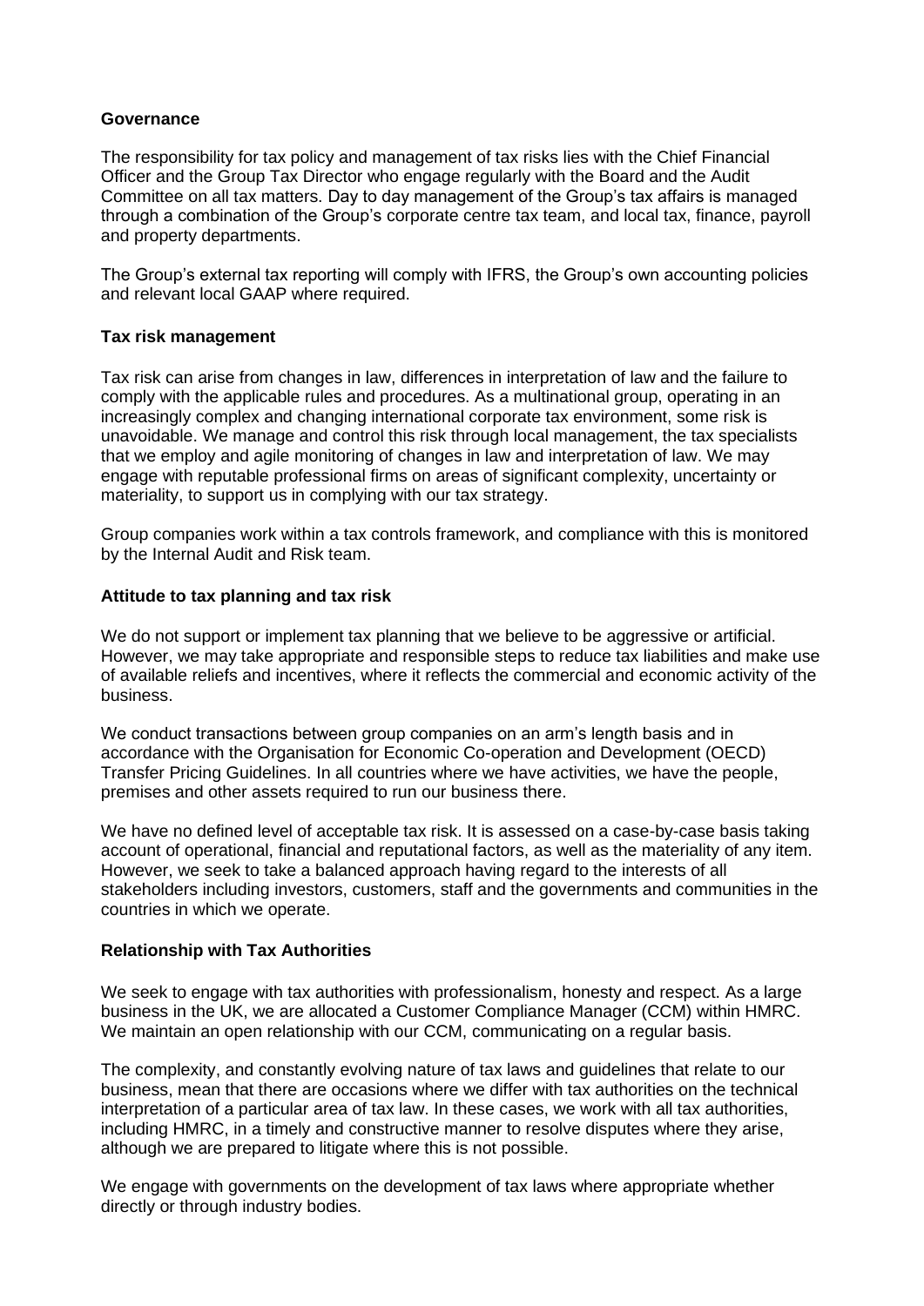## Governance

The responsibility for tax policy and management of tax risks lies with the Chief Financial Officer and the Group Tax Director who engage regularly with the Board and the Audit Committee on all tax matters. Day to day management of the Group's tax affairs is managed through a combination of the Group's corporate centre tax team, and local tax, finance, payroll and property departments.

The Group's external tax reporting will comply with IFRS, the Group's own accounting policies and relevant local GAAP where required.

## Tax risk management

Tax risk can arise from changes in law, differences in interpretation of law and the failure to comply with the applicable rules and procedures. As a multinational group, operating in an increasingly complex and changing international corporate tax environment, some risk is unavoidable. We manage and control this risk through local management, the tax specialists that we employ and agile monitoring of changes in law and interpretation of law. We may engage with reputable professional firms on areas of significant complexity, uncertainty or materiality, to support us in complying with our tax strategy.

Group companies work within a tax controls framework, and compliance with this is monitored by the Internal Audit and Risk team.

## Attitude to tax planning and tax risk

We do not support or implement tax planning that we believe to be aggressive or artificial. However, we may take appropriate and responsible steps to reduce tax liabilities and make use of available reliefs and incentives, where it reflects the commercial and economic activity of the business.

We conduct transactions between group companies on an arm's length basis and in accordance with the Organisation for Economic Co-operation and Development (OECD) Transfer Pricing Guidelines. In all countries where we have activities, we have the people, premises and other assets required to run our business there.

We have no defined level of acceptable tax risk. It is assessed on a case-by-case basis taking account of operational, financial and reputational factors, as well as the materiality of any item. However, we seek to take a balanced approach having regard to the interests of all stakeholders including investors, customers, staff and the governments and communities in the countries in which we operate.

## Relationship with Tax Authorities

We seek to engage with tax authorities with professionalism, honesty and respect. As a large business in the UK, we are allocated a Customer Compliance Manager (CCM) within HMRC. We maintain an open relationship with our CCM, communicating on a regular basis.

The complexity, and constantly evolving nature of tax laws and guidelines that relate to our business, mean that there are occasions where we differ with tax authorities on the technical interpretation of a particular area of tax law. In these cases, we work with all tax authorities, including HMRC, in a timely and constructive manner to resolve disputes where they arise, although we are prepared to litigate where this is not possible.

We engage with governments on the development of tax laws where appropriate whether directly or through industry bodies.